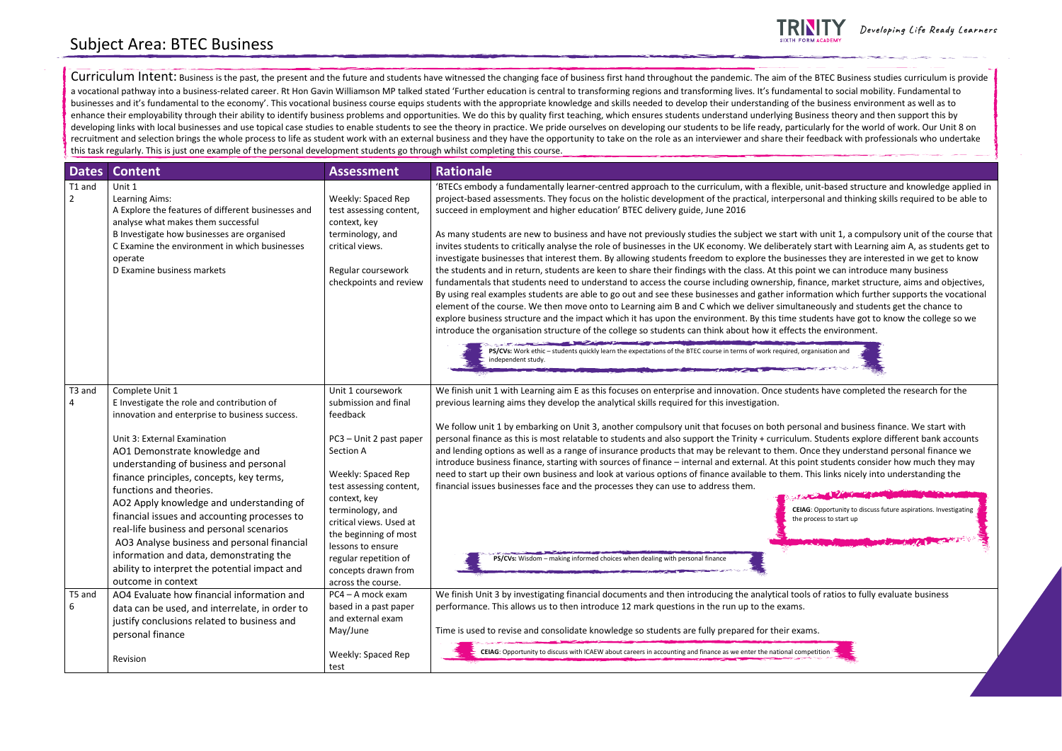# Subject Area: BTEC Business

Developing Life Ready Learners

**Curriculum Intent:** Business is the past, the present and the future and students have witnessed the changing face of business first hand throughout the pandemic. The aim of the BTEC Business studies curriculum is provide a vocational pathway into a business-related career. Rt Hon Gavin Williamson MP talked stated 'Further education is central to transforming regions and transforming lives. It's fundamental to social mobility. Fundamental to businesses and it's fundamental to the economy'. This vocational business course equips students with the appropriate knowledge and skills needed to develop their understanding of the business environment as well as to enhance their employability through their ability to identify business problems and opportunities. We do this by quality first teaching, which ensures students understand underlying Business theory and then support this by developing links with local businesses and use topical case studies to enable students to see the theory in practice. We pride ourselves on developing our students to be life ready, particularly for the world of work. Our Unit 8 on recruitment and selection brings the whole process to life as student work with an external business and they have the opportunity to take on the role as an interviewer and share their feedback with professionals who undertake this task regularly. This is just one example of the personal development students go through whilst completing this course.

| Dates | Content | Assessment | Rationale |
|---|---|---|---|
| T1 and 2 | Unit 1<br>Learning Aims:<br>A Explore the features of different businesses and analyse what makes them successful<br>B Investigate how businesses are organised<br>C Examine the environment in which businesses operate<br>D Examine business markets | Weekly: Spaced Rep test assessing content, context, key terminology, and critical views.<br><br>Regular coursework checkpoints and review | 'BTECs embody a fundamentally learner-centred approach to the curriculum, with a flexible, unit-based structure and knowledge applied in project-based assessments. They focus on the holistic development of the practical, interpersonal and thinking skills required to be able to succeed in employment and higher education' BTEC delivery guide, June 2016<br><br>As many students are new to business and have not previously studies the subject we start with unit 1, a compulsory unit of the course that invites students to critically analyse the role of businesses in the UK economy. We deliberately start with Learning aim A, as students get to investigate businesses that interest them. By allowing students freedom to explore the businesses they are interested in we get to know the students and in return, students are keen to share their findings with the class. At this point we can introduce many business fundamentals that students need to understand to access the course including ownership, finance, market structure, aims and objectives, By using real examples students are able to go out and see these businesses and gather information which further supports the vocational element of the course. We then move onto to Learning aim B and C which we deliver simultaneously and students get the chance to explore business structure and the impact which it has upon the environment. By this time students have got to know the college so we introduce the organisation structure of the college so students can think about how it effects the environment.<br><br>**PS/CVs:** Work ethic – students quickly learn the expectations of the BTEC course in terms of work required, organisation and independent study. |
| T3 and 4 | Complete Unit 1<br>E Investigate the role and contribution of innovation and enterprise to business success.<br><br>Unit 3: External Examination<br>AO1 Demonstrate knowledge and understanding of business and personal finance principles, concepts, key terms, functions and theories.<br>AO2 Apply knowledge and understanding of financial issues and accounting processes to real-life business and personal scenarios<br>AO3 Analyse business and personal financial information and data, demonstrating the ability to interpret the potential impact and outcome in context | Unit 1 coursework submission and final feedback<br><br>PC3 – Unit 2 past paper Section A<br><br>Weekly: Spaced Rep test assessing content, context, key terminology, and critical views. Used at the beginning of most lessons to ensure regular repetition of concepts drawn from across the course. | We finish unit 1 with Learning aim E as this focuses on enterprise and innovation. Once students have completed the research for the previous learning aims they develop the analytical skills required for this investigation.<br><br>We follow unit 1 by embarking on Unit 3, another compulsory unit that focuses on both personal and business finance. We start with personal finance as this is most relatable to students and also support the Trinity + curriculum. Students explore different bank accounts and lending options as well as a range of insurance products that may be relevant to them. Once they understand personal finance we introduce business finance, starting with sources of finance – internal and external. At this point students consider how much they may need to start up their own business and look at various options of finance available to them. This links nicely into understanding the financial issues businesses face and the processes they can use to address them.<br><br>**CEIAG**: Opportunity to discuss future aspirations. Investigating the process to start up<br><br>**PS/CVs:** Wisdom – making informed choices when dealing with personal finance |
| T5 and 6 | AO4 Evaluate how financial information and data can be used, and interrelate, in order to justify conclusions related to business and personal finance<br><br>Revision | PC4 – A mock exam based in a past paper and external exam May/June<br><br>Weekly: Spaced Rep test | We finish Unit 3 by investigating financial documents and then introducing the analytical tools of ratios to fully evaluate business performance. This allows us to then introduce 12 mark questions in the run up to the exams.<br><br>Time is used to revise and consolidate knowledge so students are fully prepared for their exams.<br><br>**CEIAG**: Opportunity to discuss with ICAEW about careers in accounting and finance as we enter the national competition |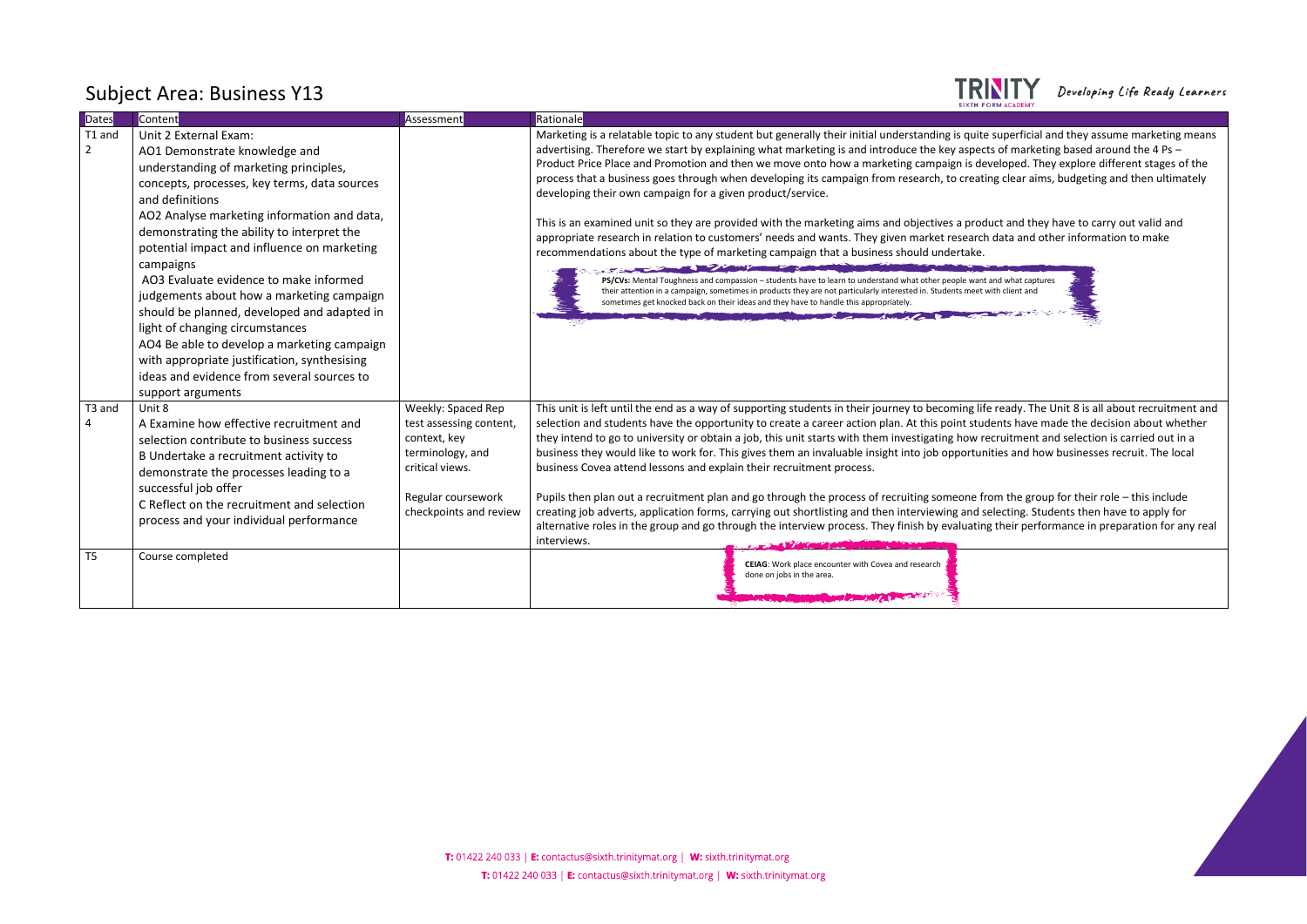# Subject Area: Business Y13

TRINITY SIXTH FORM ACADEMY — Developing Life Ready Learners

| Dates | Content | Assessment | Rationale |
| --- | --- | --- | --- |
| T1 and 2 | Unit 2 External Exam:<br>AO1 Demonstrate knowledge and understanding of marketing principles, concepts, processes, key terms, data sources and definitions<br>AO2 Analyse marketing information and data, demonstrating the ability to interpret the potential impact and influence on marketing campaigns<br>AO3 Evaluate evidence to make informed judgements about how a marketing campaign should be planned, developed and adapted in light of changing circumstances<br>AO4 Be able to develop a marketing campaign with appropriate justification, synthesising ideas and evidence from several sources to support arguments | | Marketing is a relatable topic to any student but generally their initial understanding is quite superficial and they assume marketing means advertising. Therefore we start by explaining what marketing is and introduce the key aspects of marketing based around the 4 Ps – Product Price Place and Promotion and then we move onto how a marketing campaign is developed. They explore different stages of the process that a business goes through when developing its campaign from research, to creating clear aims, budgeting and then ultimately developing their own campaign for a given product/service.<br><br>This is an examined unit so they are provided with the marketing aims and objectives a product and they have to carry out valid and appropriate research in relation to customers' needs and wants. They given market research data and other information to make recommendations about the type of marketing campaign that a business should undertake.<br><br>**PS/CVs:** Mental Toughness and compassion – students have to learn to understand what other people want and what captures their attention in a campaign, sometimes in products they are not particularly interested in. Students meet with client and sometimes get knocked back on their ideas and they have to handle this appropriately. |
| T3 and 4 | Unit 8<br>A Examine how effective recruitment and selection contribute to business success<br>B Undertake a recruitment activity to demonstrate the processes leading to a successful job offer<br>C Reflect on the recruitment and selection process and your individual performance | Weekly: Spaced Rep test assessing content, context, key terminology, and critical views.<br><br>Regular coursework checkpoints and review | This unit is left until the end as a way of supporting students in their journey to becoming life ready. The Unit 8 is all about recruitment and selection and students have the opportunity to create a career action plan. At this point students have made the decision about whether they intend to go to university or obtain a job, this unit starts with them investigating how recruitment and selection is carried out in a business they would like to work for. This gives them an invaluable insight into job opportunities and how businesses recruit. The local business Covea attend lessons and explain their recruitment process.<br><br>Pupils then plan out a recruitment plan and go through the process of recruiting someone from the group for their role – this include creating job adverts, application forms, carrying out shortlisting and then interviewing and selecting. Students then have to apply for alternative roles in the group and go through the interview process. They finish by evaluating their performance in preparation for any real interviews. |
| T5 | Course completed | | **CEIAG**: Work place encounter with Covea and research done on jobs in the area. |

T: 01422 240 033 | E: contactus@sixth.trinitymat.org | W: sixth.trinitymat.org